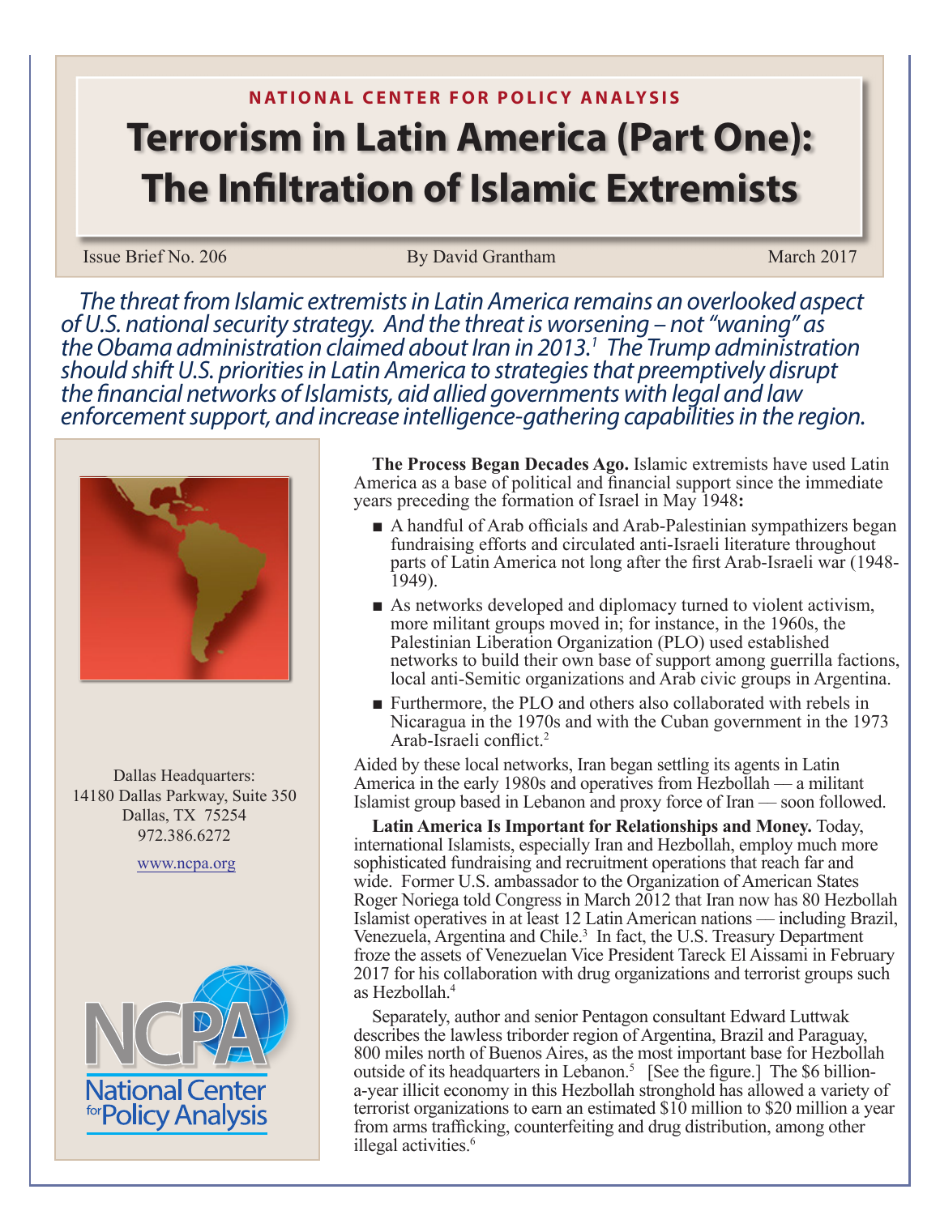NATIONAL CENTER FOR POLICY ANALYSIS

# Terrorism in Latin America (Part One): The Infiltration of Islamic Extremists

Issue Brief No. 206 | By David Grantham | March 2017

*The threat from Islamic extremists in Latin America remains an overlooked aspect of U.S. national security strategy. And the threat is worsening – not "waning" as the Obama administration claimed about Iran in 2013.[1] The Trump administration should shift U.S. priorities in Latin America to strategies that preemptively disrupt the financial networks of Islamists, aid allied governments with legal and law enforcement support, and increase intelligence-gathering capabilities in the region.*

Dallas Headquarters:
14180 Dallas Parkway, Suite 350
Dallas, TX 75254
972.386.6272

www.ncpa.org

**The Process Began Decades Ago.** Islamic extremists have used Latin America as a base of political and financial support since the immediate years preceding the formation of Israel in May 1948**:**

- A handful of Arab officials and Arab-Palestinian sympathizers began fundraising efforts and circulated anti-Israeli literature throughout parts of Latin America not long after the first Arab-Israeli war (1948-1949).
- As networks developed and diplomacy turned to violent activism, more militant groups moved in; for instance, in the 1960s, the Palestinian Liberation Organization (PLO) used established networks to build their own base of support among guerrilla factions, local anti-Semitic organizations and Arab civic groups in Argentina.
- Furthermore, the PLO and others also collaborated with rebels in Nicaragua in the 1970s and with the Cuban government in the 1973 Arab-Israeli conflict.[2]

Aided by these local networks, Iran began settling its agents in Latin America in the early 1980s and operatives from Hezbollah — a militant Islamist group based in Lebanon and proxy force of Iran — soon followed.

**Latin America Is Important for Relationships and Money.** Today, international Islamists, especially Iran and Hezbollah, employ much more sophisticated fundraising and recruitment operations that reach far and wide. Former U.S. ambassador to the Organization of American States Roger Noriega told Congress in March 2012 that Iran now has 80 Hezbollah Islamist operatives in at least 12 Latin American nations — including Brazil, Venezuela, Argentina and Chile.[3] In fact, the U.S. Treasury Department froze the assets of Venezuelan Vice President Tareck El Aissami in February 2017 for his collaboration with drug organizations and terrorist groups such as Hezbollah.[4]

Separately, author and senior Pentagon consultant Edward Luttwak describes the lawless triborder region of Argentina, Brazil and Paraguay, 800 miles north of Buenos Aires, as the most important base for Hezbollah outside of its headquarters in Lebanon.[5] [See the figure.] The $6 billion-a-year illicit economy in this Hezbollah stronghold has allowed a variety of terrorist organizations to earn an estimated $10 million to $20 million a year from arms trafficking, counterfeiting and drug distribution, among other illegal activities.[6]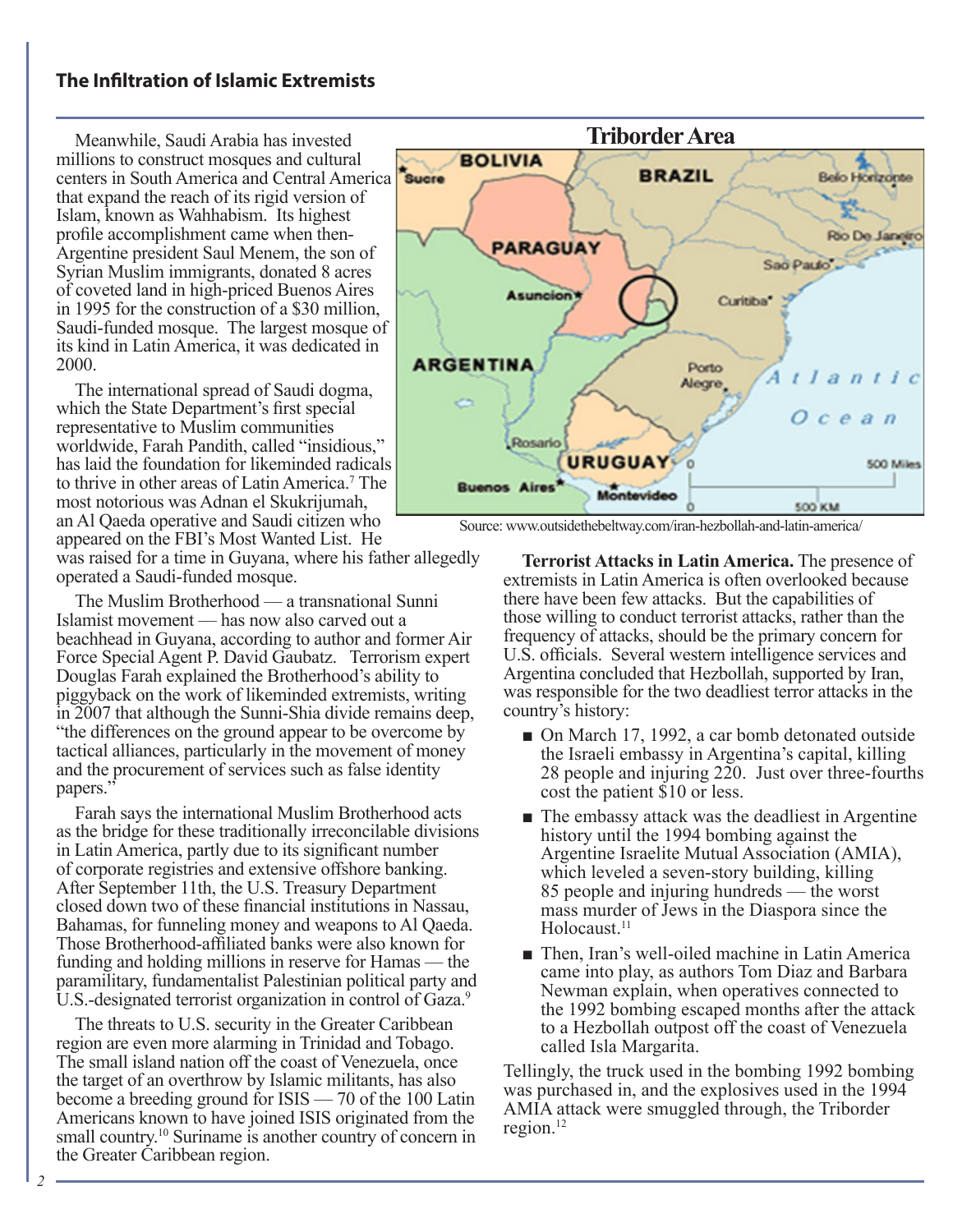Meanwhile, Saudi Arabia has invested millions to construct mosques and cultural centers in South America and Central America that expand the reach of its rigid version of Islam, known as Wahhabism. Its highest profile accomplishment came when then-Argentine president Saul Menem, the son of Syrian Muslim immigrants, donated 8 acres of coveted land in high-priced Buenos Aires in 1995 for the construction of a $30 million, Saudi-funded mosque. The largest mosque of its kind in Latin America, it was dedicated in 2000.

The international spread of Saudi dogma, which the State Department's first special representative to Muslim communities worldwide, Farah Pandith, called "insidious," has laid the foundation for likeminded radicals to thrive in other areas of Latin America.[7] The most notorious was Adnan el Skukrijumah, an Al Qaeda operative and Saudi citizen who appeared on the FBI's Most Wanted List. He was raised for a time in Guyana, where his father allegedly operated a Saudi-funded mosque.

The Muslim Brotherhood — a transnational Sunni Islamist movement — has now also carved out a beachhead in Guyana, according to author and former Air Force Special Agent P. David Gaubatz. Terrorism expert Douglas Farah explained the Brotherhood's ability to piggyback on the work of likeminded extremists, writing in 2007 that although the Sunni-Shia divide remains deep, "the differences on the ground appear to be overcome by tactical alliances, particularly in the movement of money and the procurement of services such as false identity papers."

Farah says the international Muslim Brotherhood acts as the bridge for these traditionally irreconcilable divisions in Latin America, partly due to its significant number of corporate registries and extensive offshore banking. After September 11th, the U.S. Treasury Department closed down two of these financial institutions in Nassau, Bahamas, for funneling money and weapons to Al Qaeda. Those Brotherhood-affiliated banks were also known for funding and holding millions in reserve for Hamas — the paramilitary, fundamentalist Palestinian political party and U.S.-designated terrorist organization in control of Gaza.[9]

The threats to U.S. security in the Greater Caribbean region are even more alarming in Trinidad and Tobago. The small island nation off the coast of Venezuela, once the target of an overthrow by Islamic militants, has also become a breeding ground for ISIS — 70 of the 100 Latin Americans known to have joined ISIS originated from the small country.[10] Suriname is another country of concern in the Greater Caribbean region.

**Triborder Area**

Source: www.outsidethebeltway.com/iran-hezbollah-and-latin-america/

**Terrorist Attacks in Latin America.** The presence of extremists in Latin America is often overlooked because there have been few attacks. But the capabilities of those willing to conduct terrorist attacks, rather than the frequency of attacks, should be the primary concern for U.S. officials. Several western intelligence services and Argentina concluded that Hezbollah, supported by Iran, was responsible for the two deadliest terror attacks in the country's history:

- On March 17, 1992, a car bomb detonated outside the Israeli embassy in Argentina's capital, killing 28 people and injuring 220. Just over three-fourths cost the patient $10 or less.
- The embassy attack was the deadliest in Argentine history until the 1994 bombing against the Argentine Israelite Mutual Association (AMIA), which leveled a seven-story building, killing 85 people and injuring hundreds — the worst mass murder of Jews in the Diaspora since the Holocaust.[11]
- Then, Iran's well-oiled machine in Latin America came into play, as authors Tom Diaz and Barbara Newman explain, when operatives connected to the 1992 bombing escaped months after the attack to a Hezbollah outpost off the coast of Venezuela called Isla Margarita.

Tellingly, the truck used in the bombing 1992 bombing was purchased in, and the explosives used in the 1994 AMIA attack were smuggled through, the Triborder region.[12]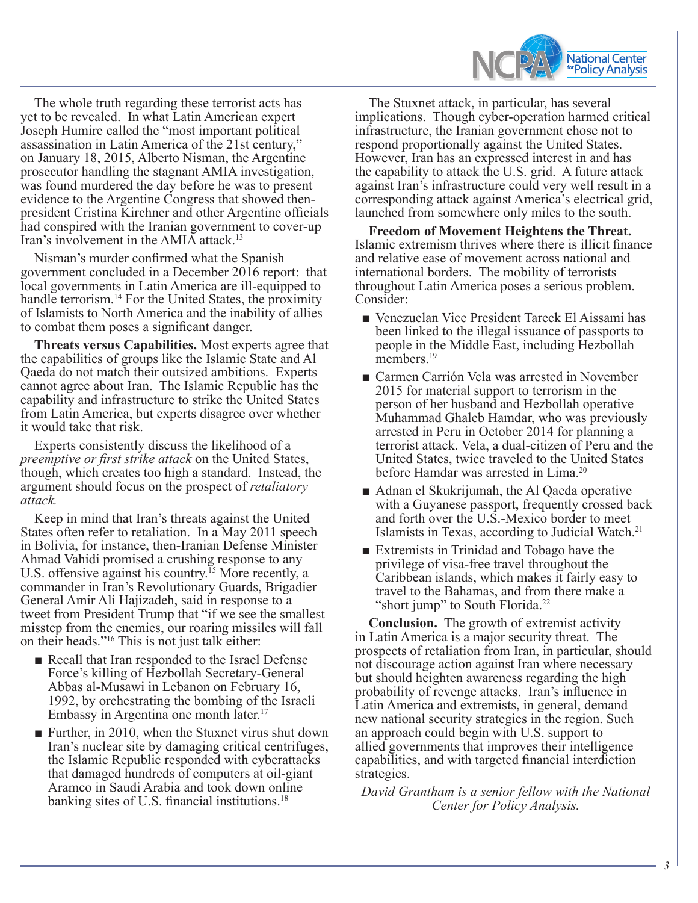The whole truth regarding these terrorist acts has yet to be revealed. In what Latin American expert Joseph Humire called the "most important political assassination in Latin America of the 21st century," on January 18, 2015, Alberto Nisman, the Argentine prosecutor handling the stagnant AMIA investigation, was found murdered the day before he was to present evidence to the Argentine Congress that showed then-president Cristina Kirchner and other Argentine officials had conspired with the Iranian government to cover-up Iran's involvement in the AMIA attack.[13]

Nisman's murder confirmed what the Spanish government concluded in a December 2016 report: that local governments in Latin America are ill-equipped to handle terrorism.[14] For the United States, the proximity of Islamists to North America and the inability of allies to combat them poses a significant danger.

**Threats versus Capabilities.** Most experts agree that the capabilities of groups like the Islamic State and Al Qaeda do not match their outsized ambitions. Experts cannot agree about Iran. The Islamic Republic has the capability and infrastructure to strike the United States from Latin America, but experts disagree over whether it would take that risk.

Experts consistently discuss the likelihood of a *preemptive or first strike attack* on the United States, though, which creates too high a standard. Instead, the argument should focus on the prospect of *retaliatory attack.*

Keep in mind that Iran's threats against the United States often refer to retaliation. In a May 2011 speech in Bolivia, for instance, then-Iranian Defense Minister Ahmad Vahidi promised a crushing response to any U.S. offensive against his country.[15] More recently, a commander in Iran's Revolutionary Guards, Brigadier General Amir Ali Hajizadeh, said in response to a tweet from President Trump that "if we see the smallest misstep from the enemies, our roaring missiles will fall on their heads."[16] This is not just talk either:

- Recall that Iran responded to the Israel Defense Force's killing of Hezbollah Secretary-General Abbas al-Musawi in Lebanon on February 16, 1992, by orchestrating the bombing of the Israeli Embassy in Argentina one month later.[17]
- Further, in 2010, when the Stuxnet virus shut down Iran's nuclear site by damaging critical centrifuges, the Islamic Republic responded with cyberattacks that damaged hundreds of computers at oil-giant Aramco in Saudi Arabia and took down online banking sites of U.S. financial institutions.[18]

The Stuxnet attack, in particular, has several implications. Though cyber-operation harmed critical infrastructure, the Iranian government chose not to respond proportionally against the United States. However, Iran has an expressed interest in and has the capability to attack the U.S. grid. A future attack against Iran's infrastructure could very well result in a corresponding attack against America's electrical grid, launched from somewhere only miles to the south.

**Freedom of Movement Heightens the Threat.** Islamic extremism thrives where there is illicit finance and relative ease of movement across national and international borders. The mobility of terrorists throughout Latin America poses a serious problem. Consider:

- Venezuelan Vice President Tareck El Aissami has been linked to the illegal issuance of passports to people in the Middle East, including Hezbollah members.[19]
- Carmen Carrión Vela was arrested in November 2015 for material support to terrorism in the person of her husband and Hezbollah operative Muhammad Ghaleb Hamdar, who was previously arrested in Peru in October 2014 for planning a terrorist attack. Vela, a dual-citizen of Peru and the United States, twice traveled to the United States before Hamdar was arrested in Lima.[20]
- Adnan el Skukrijumah, the Al Qaeda operative with a Guyanese passport, frequently crossed back and forth over the U.S.-Mexico border to meet Islamists in Texas, according to Judicial Watch.[21]
- Extremists in Trinidad and Tobago have the privilege of visa-free travel throughout the Caribbean islands, which makes it fairly easy to travel to the Bahamas, and from there make a "short jump" to South Florida.[22]

**Conclusion.** The growth of extremist activity in Latin America is a major security threat. The prospects of retaliation from Iran, in particular, should not discourage action against Iran where necessary but should heighten awareness regarding the high probability of revenge attacks. Iran's influence in Latin America and extremists, in general, demand new national security strategies in the region. Such an approach could begin with U.S. support to allied governments that improves their intelligence capabilities, and with targeted financial interdiction strategies.

*David Grantham is a senior fellow with the National Center for Policy Analysis.*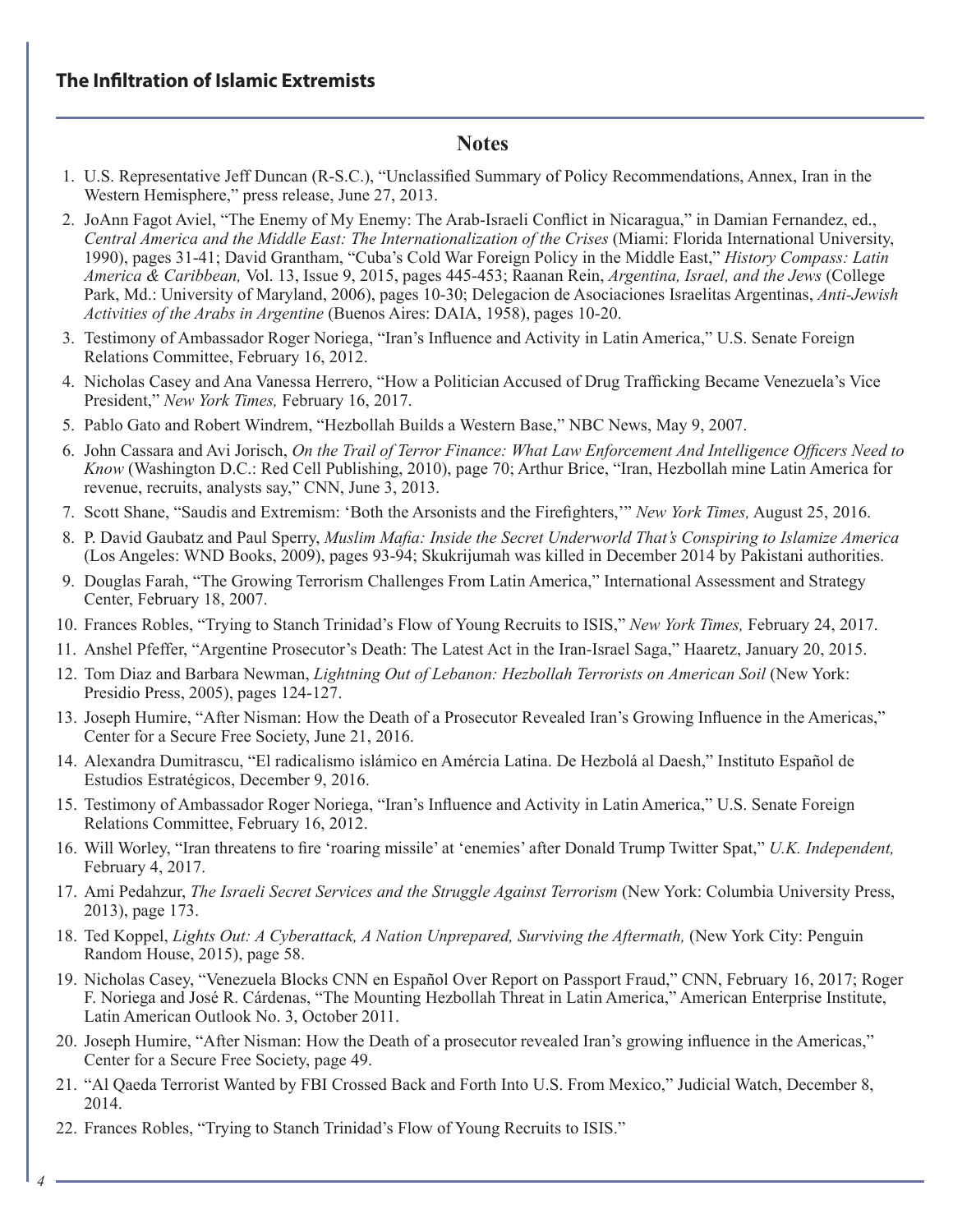## Notes

1. U.S. Representative Jeff Duncan (R-S.C.), "Unclassified Summary of Policy Recommendations, Annex, Iran in the Western Hemisphere," press release, June 27, 2013.
2. JoAnn Fagot Aviel, "The Enemy of My Enemy: The Arab-Israeli Conflict in Nicaragua," in Damian Fernandez, ed., *Central America and the Middle East: The Internationalization of the Crises* (Miami: Florida International University, 1990), pages 31-41; David Grantham, "Cuba's Cold War Foreign Policy in the Middle East," *History Compass: Latin America & Caribbean,* Vol. 13, Issue 9, 2015, pages 445-453; Raanan Rein, *Argentina, Israel, and the Jews* (College Park, Md.: University of Maryland, 2006), pages 10-30; Delegacion de Asociaciones Israelitas Argentinas, *Anti-Jewish Activities of the Arabs in Argentine* (Buenos Aires: DAIA, 1958), pages 10-20.
3. Testimony of Ambassador Roger Noriega, "Iran's Influence and Activity in Latin America," U.S. Senate Foreign Relations Committee, February 16, 2012.
4. Nicholas Casey and Ana Vanessa Herrero, "How a Politician Accused of Drug Trafficking Became Venezuela's Vice President," *New York Times,* February 16, 2017.
5. Pablo Gato and Robert Windrem, "Hezbollah Builds a Western Base," NBC News, May 9, 2007.
6. John Cassara and Avi Jorisch, *On the Trail of Terror Finance: What Law Enforcement And Intelligence Officers Need to Know* (Washington D.C.: Red Cell Publishing, 2010), page 70; Arthur Brice, "Iran, Hezbollah mine Latin America for revenue, recruits, analysts say," CNN, June 3, 2013.
7. Scott Shane, "Saudis and Extremism: 'Both the Arsonists and the Firefighters,'" *New York Times,* August 25, 2016.
8. P. David Gaubatz and Paul Sperry, *Muslim Mafia: Inside the Secret Underworld That's Conspiring to Islamize America* (Los Angeles: WND Books, 2009), pages 93-94; Skukrijumah was killed in December 2014 by Pakistani authorities.
9. Douglas Farah, "The Growing Terrorism Challenges From Latin America," International Assessment and Strategy Center, February 18, 2007.
10. Frances Robles, "Trying to Stanch Trinidad's Flow of Young Recruits to ISIS," *New York Times,* February 24, 2017.
11. Anshel Pfeffer, "Argentine Prosecutor's Death: The Latest Act in the Iran-Israel Saga," Haaretz, January 20, 2015.
12. Tom Diaz and Barbara Newman, *Lightning Out of Lebanon: Hezbollah Terrorists on American Soil* (New York: Presidio Press, 2005), pages 124-127.
13. Joseph Humire, "After Nisman: How the Death of a Prosecutor Revealed Iran's Growing Influence in the Americas," Center for a Secure Free Society, June 21, 2016.
14. Alexandra Dumitrascu, "El radicalismo islámico en Amércia Latina. De Hezbolá al Daesh," Instituto Español de Estudios Estratégicos, December 9, 2016.
15. Testimony of Ambassador Roger Noriega, "Iran's Influence and Activity in Latin America," U.S. Senate Foreign Relations Committee, February 16, 2012.
16. Will Worley, "Iran threatens to fire 'roaring missile' at 'enemies' after Donald Trump Twitter Spat," *U.K. Independent,* February 4, 2017.
17. Ami Pedahzur, *The Israeli Secret Services and the Struggle Against Terrorism* (New York: Columbia University Press, 2013), page 173.
18. Ted Koppel, *Lights Out: A Cyberattack, A Nation Unprepared, Surviving the Aftermath,* (New York City: Penguin Random House, 2015), page 58.
19. Nicholas Casey, "Venezuela Blocks CNN en Español Over Report on Passport Fraud," CNN, February 16, 2017; Roger F. Noriega and José R. Cárdenas, "The Mounting Hezbollah Threat in Latin America," American Enterprise Institute, Latin American Outlook No. 3, October 2011.
20. Joseph Humire, "After Nisman: How the Death of a prosecutor revealed Iran's growing influence in the Americas," Center for a Secure Free Society, page 49.
21. "Al Qaeda Terrorist Wanted by FBI Crossed Back and Forth Into U.S. From Mexico," Judicial Watch, December 8, 2014.
22. Frances Robles, "Trying to Stanch Trinidad's Flow of Young Recruits to ISIS."